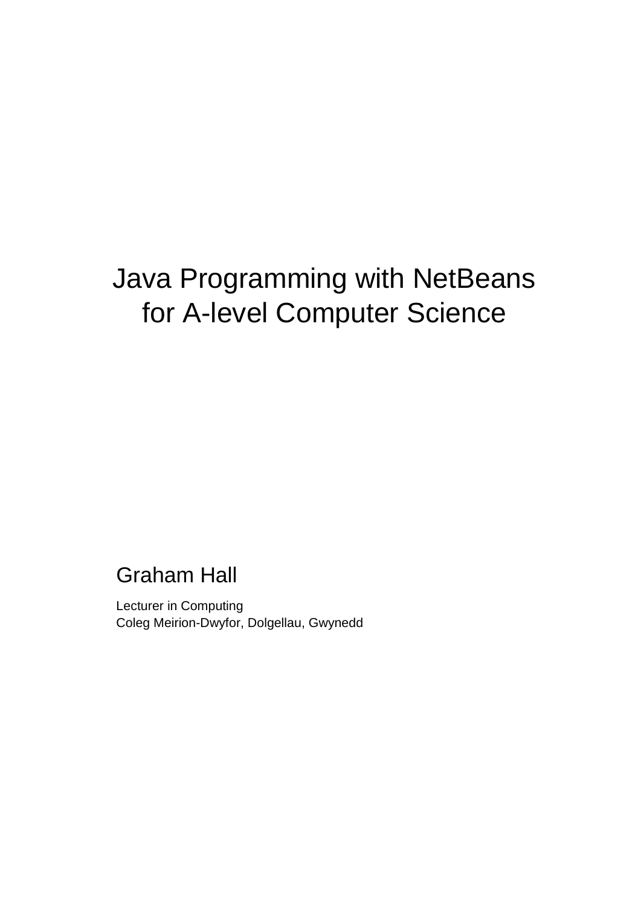# Java Programming with NetBeans for A-level Computer Science

Graham Hall

Lecturer in Computing
Coleg Meirion-Dwyfor, Dolgellau, Gwynedd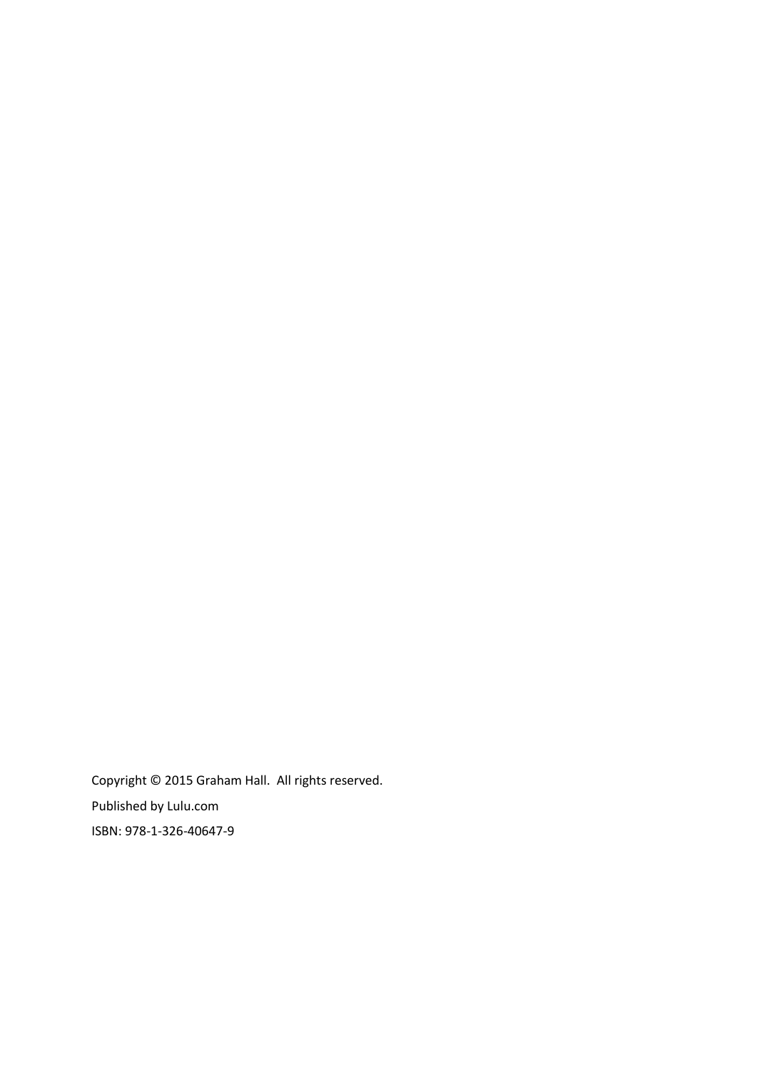Copyright © 2015 Graham Hall.  All rights reserved.

Published by Lulu.com

ISBN: 978-1-326-40647-9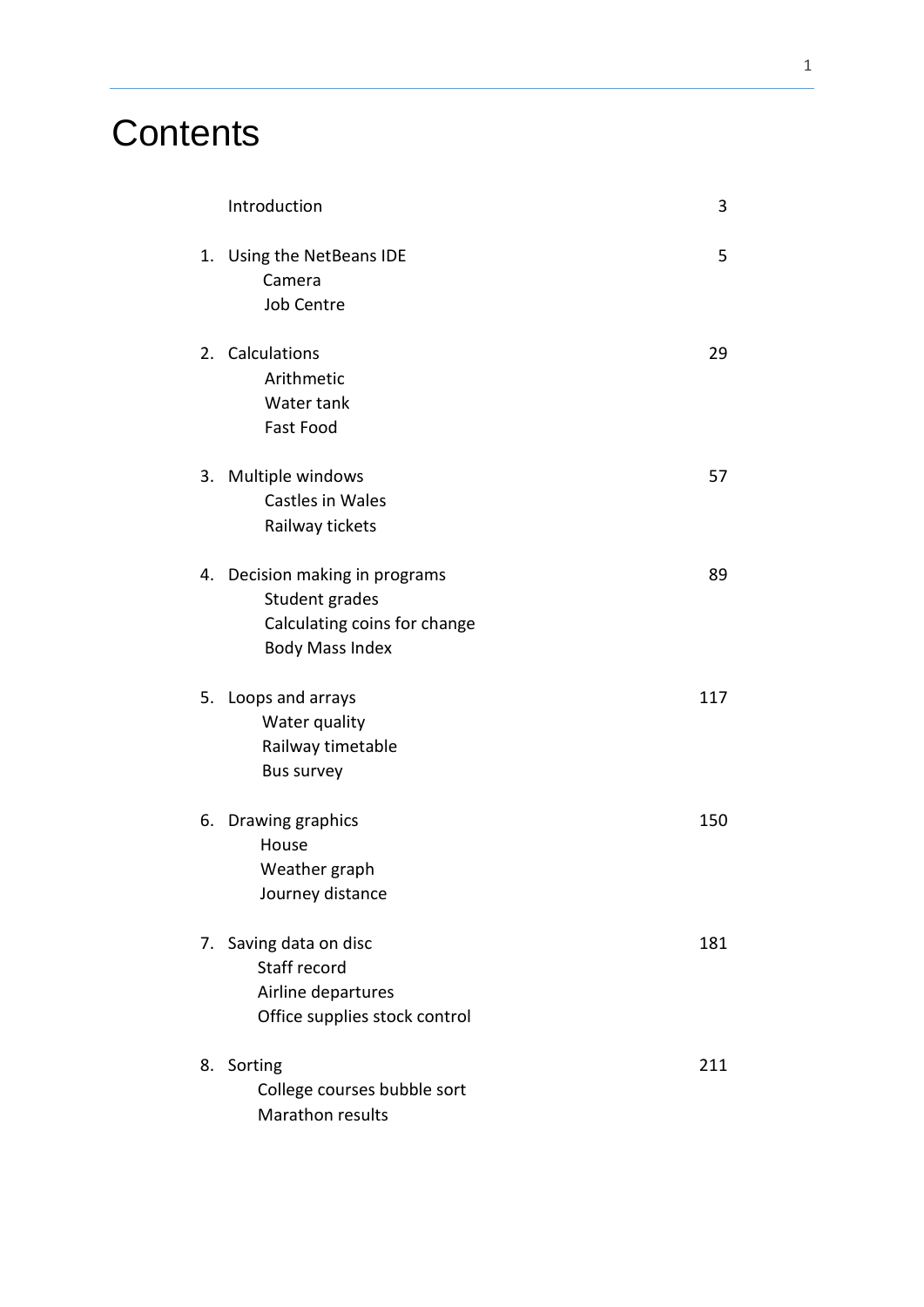# Contents

| | | |
|---|---|---|
| | Introduction | 3 |
| 1. | Using the NetBeans IDE<br>Camera<br>Job Centre | 5 |
| 2. | Calculations<br>Arithmetic<br>Water tank<br>Fast Food | 29 |
| 3. | Multiple windows<br>Castles in Wales<br>Railway tickets | 57 |
| 4. | Decision making in programs<br>Student grades<br>Calculating coins for change<br>Body Mass Index | 89 |
| 5. | Loops and arrays<br>Water quality<br>Railway timetable<br>Bus survey | 117 |
| 6. | Drawing graphics<br>House<br>Weather graph<br>Journey distance | 150 |
| 7. | Saving data on disc<br>Staff record<br>Airline departures<br>Office supplies stock control | 181 |
| 8. | Sorting<br>College courses bubble sort<br>Marathon results | 211 |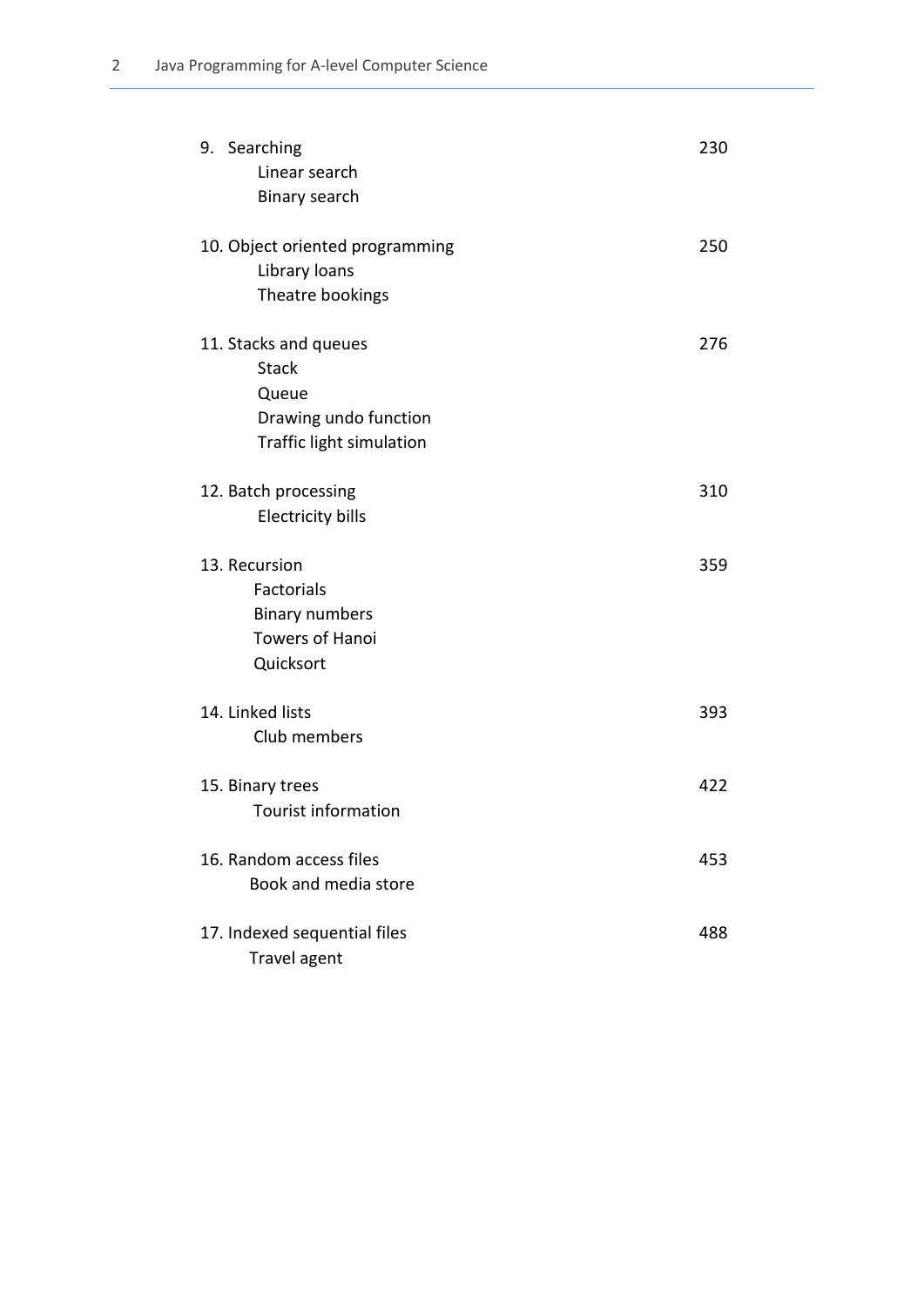| | |
|---|---|
| 9. Searching | 230 |
| Linear search | |
| Binary search | |
| 10. Object oriented programming | 250 |
| Library loans | |
| Theatre bookings | |
| 11. Stacks and queues | 276 |
| Stack | |
| Queue | |
| Drawing undo function | |
| Traffic light simulation | |
| 12. Batch processing | 310 |
| Electricity bills | |
| 13. Recursion | 359 |
| Factorials | |
| Binary numbers | |
| Towers of Hanoi | |
| Quicksort | |
| 14. Linked lists | 393 |
| Club members | |
| 15. Binary trees | 422 |
| Tourist information | |
| 16. Random access files | 453 |
| Book and media store | |
| 17. Indexed sequential files | 488 |
| Travel agent | |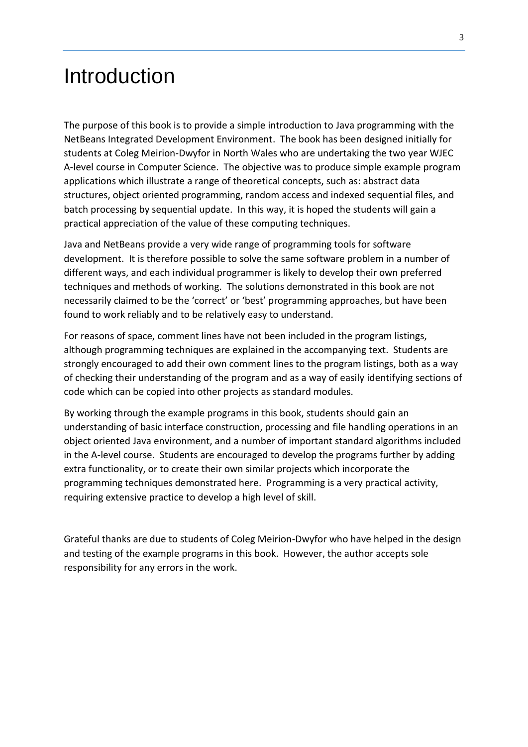# Introduction

The purpose of this book is to provide a simple introduction to Java programming with the NetBeans Integrated Development Environment. The book has been designed initially for students at Coleg Meirion-Dwyfor in North Wales who are undertaking the two year WJEC A-level course in Computer Science. The objective was to produce simple example program applications which illustrate a range of theoretical concepts, such as: abstract data structures, object oriented programming, random access and indexed sequential files, and batch processing by sequential update. In this way, it is hoped the students will gain a practical appreciation of the value of these computing techniques.

Java and NetBeans provide a very wide range of programming tools for software development. It is therefore possible to solve the same software problem in a number of different ways, and each individual programmer is likely to develop their own preferred techniques and methods of working. The solutions demonstrated in this book are not necessarily claimed to be the 'correct' or 'best' programming approaches, but have been found to work reliably and to be relatively easy to understand.

For reasons of space, comment lines have not been included in the program listings, although programming techniques are explained in the accompanying text. Students are strongly encouraged to add their own comment lines to the program listings, both as a way of checking their understanding of the program and as a way of easily identifying sections of code which can be copied into other projects as standard modules.

By working through the example programs in this book, students should gain an understanding of basic interface construction, processing and file handling operations in an object oriented Java environment, and a number of important standard algorithms included in the A-level course. Students are encouraged to develop the programs further by adding extra functionality, or to create their own similar projects which incorporate the programming techniques demonstrated here. Programming is a very practical activity, requiring extensive practice to develop a high level of skill.

Grateful thanks are due to students of Coleg Meirion-Dwyfor who have helped in the design and testing of the example programs in this book. However, the author accepts sole responsibility for any errors in the work.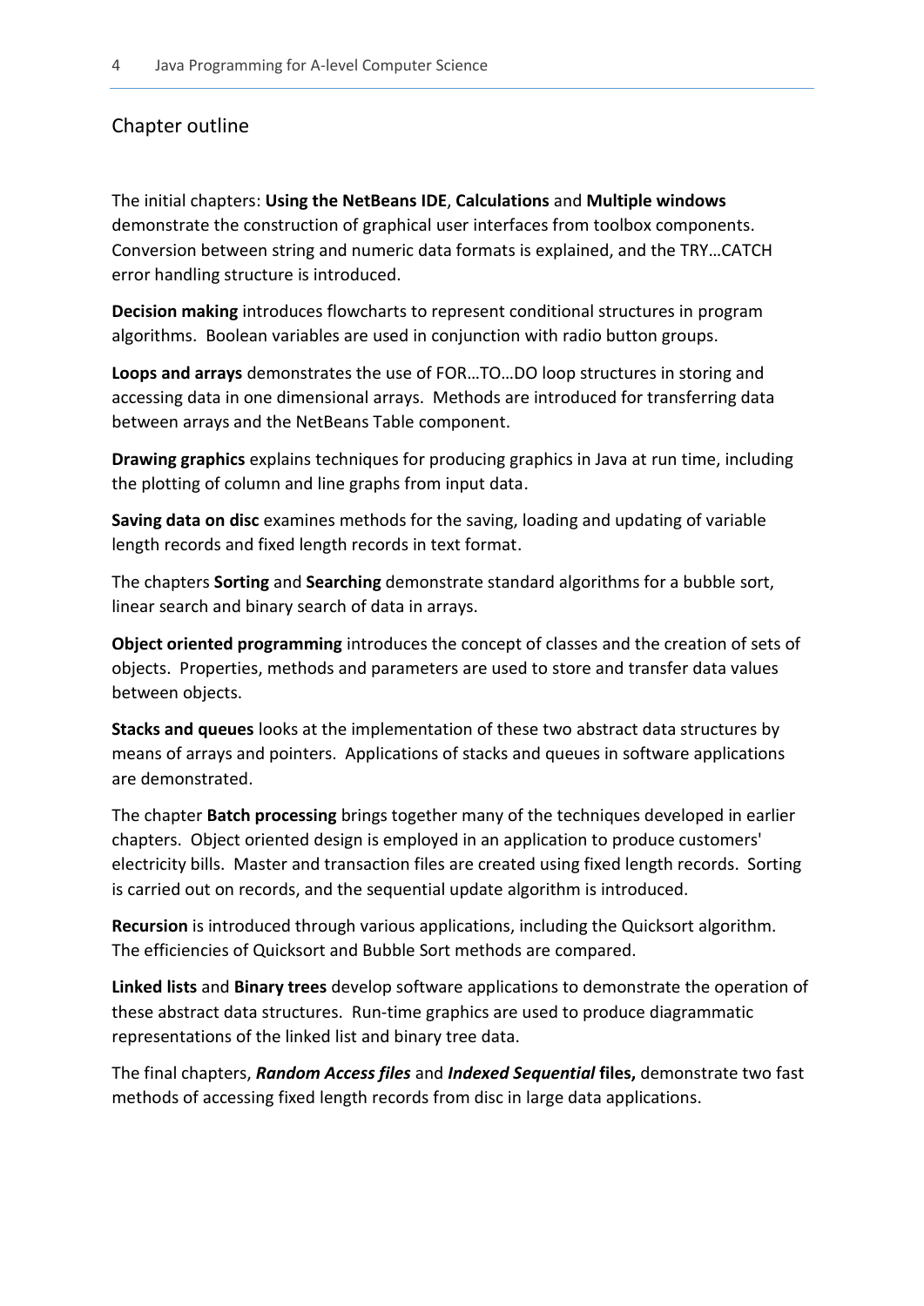## Chapter outline

The initial chapters: **Using the NetBeans IDE**, **Calculations** and **Multiple windows** demonstrate the construction of graphical user interfaces from toolbox components. Conversion between string and numeric data formats is explained, and the TRY…CATCH error handling structure is introduced.

**Decision making** introduces flowcharts to represent conditional structures in program algorithms. Boolean variables are used in conjunction with radio button groups.

**Loops and arrays** demonstrates the use of FOR…TO…DO loop structures in storing and accessing data in one dimensional arrays. Methods are introduced for transferring data between arrays and the NetBeans Table component.

**Drawing graphics** explains techniques for producing graphics in Java at run time, including the plotting of column and line graphs from input data.

**Saving data on disc** examines methods for the saving, loading and updating of variable length records and fixed length records in text format.

The chapters **Sorting** and **Searching** demonstrate standard algorithms for a bubble sort, linear search and binary search of data in arrays.

**Object oriented programming** introduces the concept of classes and the creation of sets of objects. Properties, methods and parameters are used to store and transfer data values between objects.

**Stacks and queues** looks at the implementation of these two abstract data structures by means of arrays and pointers. Applications of stacks and queues in software applications are demonstrated.

The chapter **Batch processing** brings together many of the techniques developed in earlier chapters. Object oriented design is employed in an application to produce customers' electricity bills. Master and transaction files are created using fixed length records. Sorting is carried out on records, and the sequential update algorithm is introduced.

**Recursion** is introduced through various applications, including the Quicksort algorithm. The efficiencies of Quicksort and Bubble Sort methods are compared.

**Linked lists** and **Binary trees** develop software applications to demonstrate the operation of these abstract data structures. Run-time graphics are used to produce diagrammatic representations of the linked list and binary tree data.

The final chapters, ***Random Access files*** and ***Indexed Sequential* files,** demonstrate two fast methods of accessing fixed length records from disc in large data applications.